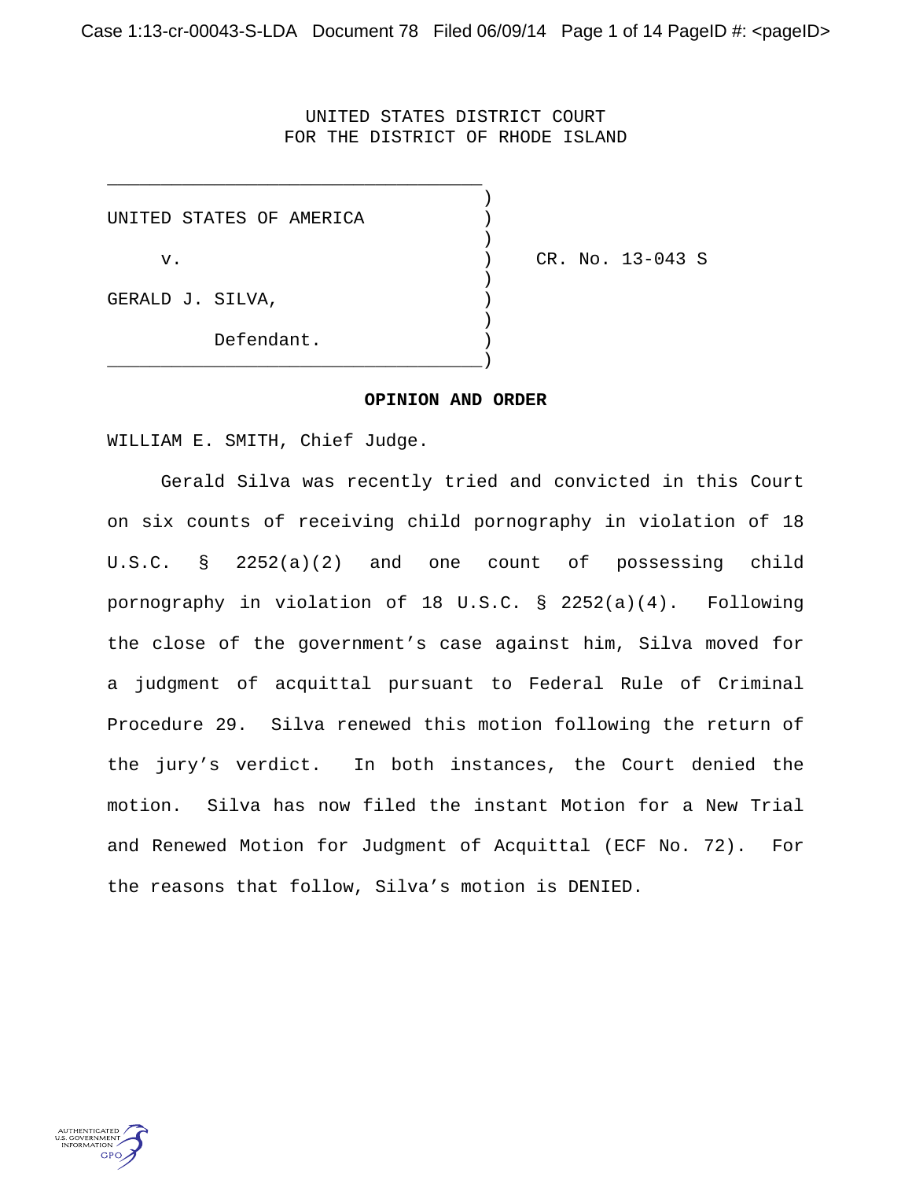UNITED STATES DISTRICT COURT
FOR THE DISTRICT OF RHODE ISLAND

| | |
|---|---|
| UNITED STATES OF AMERICA | |
| v. | CR. No. 13-043 S |
| GERALD J. SILVA, | |
| Defendant. | |

**OPINION AND ORDER**

WILLIAM E. SMITH, Chief Judge.

Gerald Silva was recently tried and convicted in this Court on six counts of receiving child pornography in violation of 18 U.S.C. § 2252(a)(2) and one count of possessing child pornography in violation of 18 U.S.C. § 2252(a)(4). Following the close of the government's case against him, Silva moved for a judgment of acquittal pursuant to Federal Rule of Criminal Procedure 29. Silva renewed this motion following the return of the jury's verdict. In both instances, the Court denied the motion. Silva has now filed the instant Motion for a New Trial and Renewed Motion for Judgment of Acquittal (ECF No. 72). For the reasons that follow, Silva's motion is DENIED.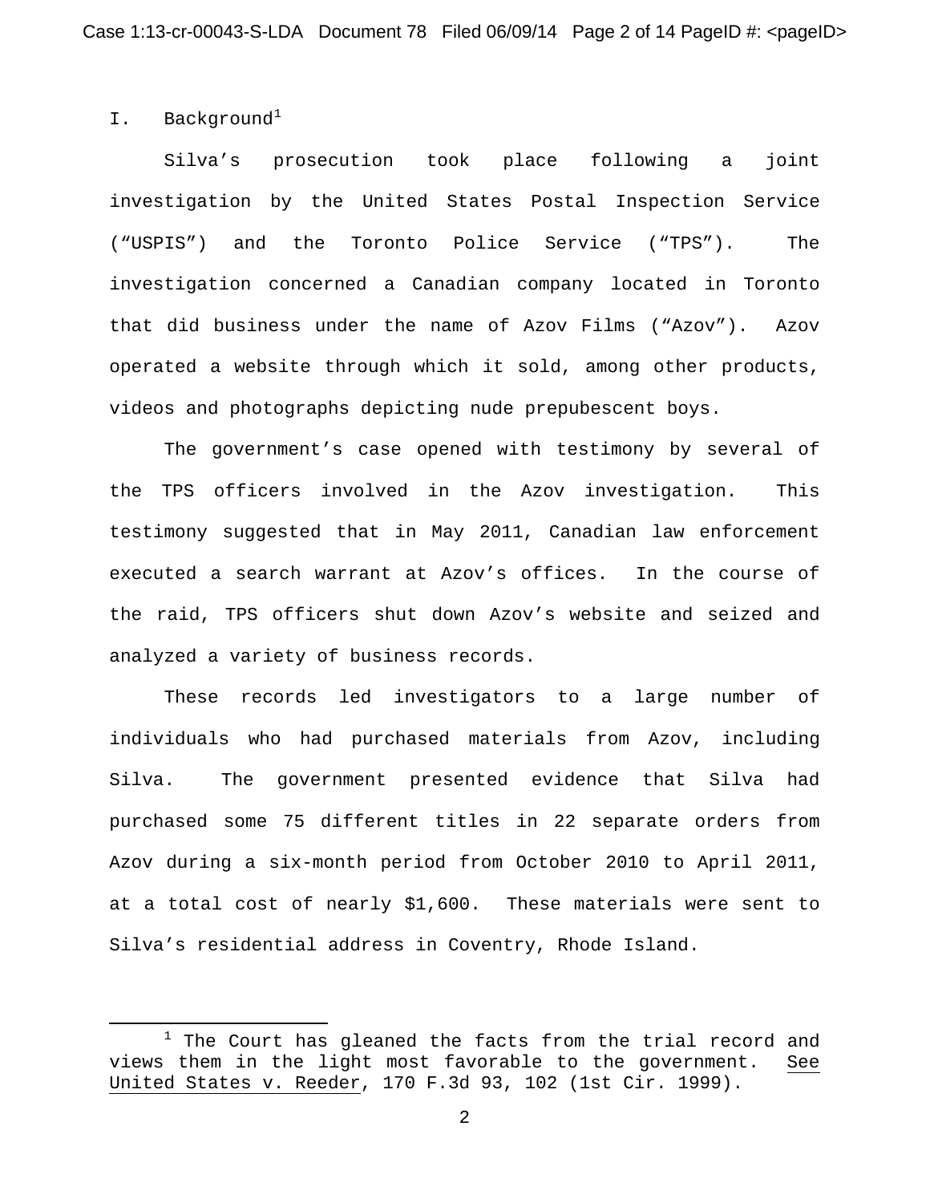## I. Background[1]

Silva's prosecution took place following a joint investigation by the United States Postal Inspection Service ("USPIS") and the Toronto Police Service ("TPS"). The investigation concerned a Canadian company located in Toronto that did business under the name of Azov Films ("Azov"). Azov operated a website through which it sold, among other products, videos and photographs depicting nude prepubescent boys.

The government's case opened with testimony by several of the TPS officers involved in the Azov investigation. This testimony suggested that in May 2011, Canadian law enforcement executed a search warrant at Azov's offices. In the course of the raid, TPS officers shut down Azov's website and seized and analyzed a variety of business records.

These records led investigators to a large number of individuals who had purchased materials from Azov, including Silva. The government presented evidence that Silva had purchased some 75 different titles in 22 separate orders from Azov during a six-month period from October 2010 to April 2011, at a total cost of nearly $1,600. These materials were sent to Silva's residential address in Coventry, Rhode Island.

---

[1] The Court has gleaned the facts from the trial record and views them in the light most favorable to the government. See United States v. Reeder, 170 F.3d 93, 102 (1st Cir. 1999).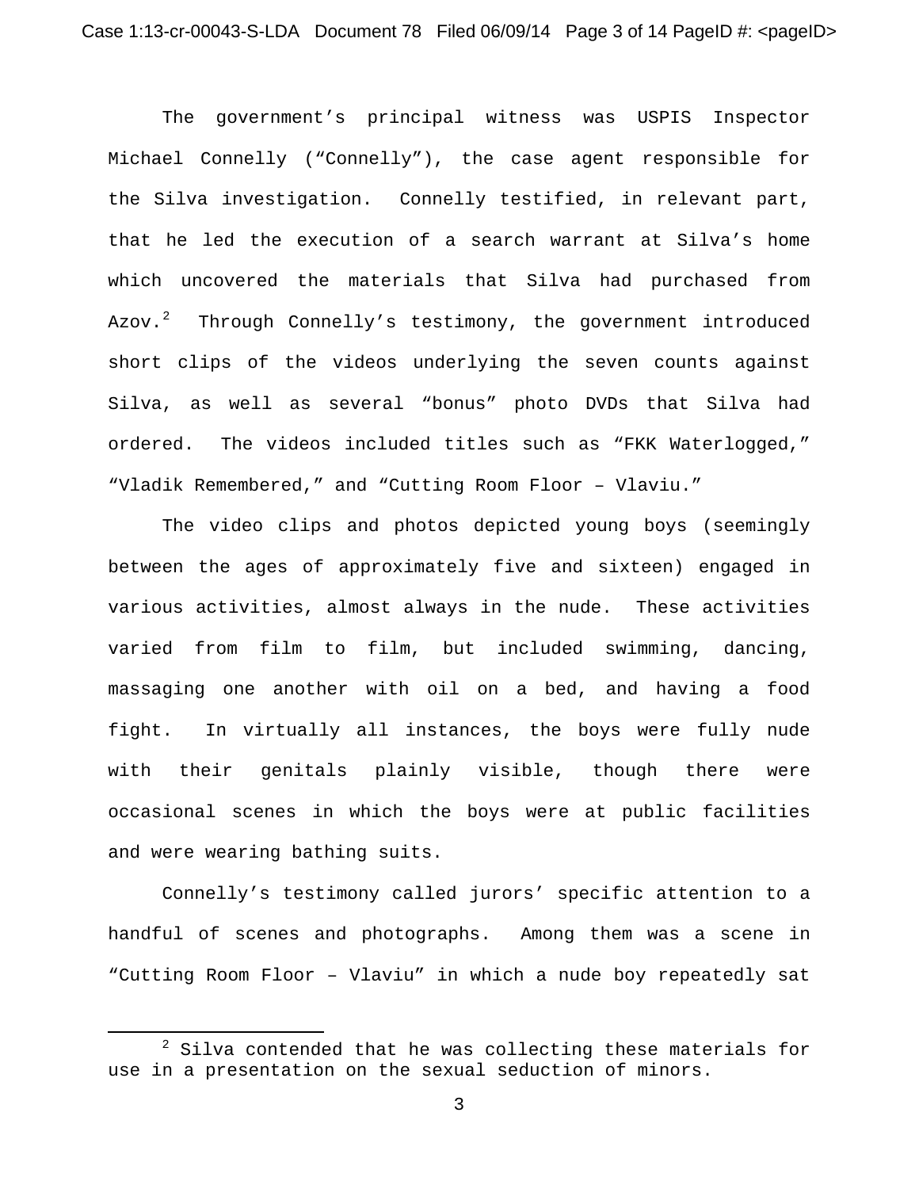The government's principal witness was USPIS Inspector Michael Connelly ("Connelly"), the case agent responsible for the Silva investigation. Connelly testified, in relevant part, that he led the execution of a search warrant at Silva's home which uncovered the materials that Silva had purchased from Azov.[2] Through Connelly's testimony, the government introduced short clips of the videos underlying the seven counts against Silva, as well as several "bonus" photo DVDs that Silva had ordered. The videos included titles such as "FKK Waterlogged," "Vladik Remembered," and "Cutting Room Floor – Vlaviu."

The video clips and photos depicted young boys (seemingly between the ages of approximately five and sixteen) engaged in various activities, almost always in the nude. These activities varied from film to film, but included swimming, dancing, massaging one another with oil on a bed, and having a food fight. In virtually all instances, the boys were fully nude with their genitals plainly visible, though there were occasional scenes in which the boys were at public facilities and were wearing bathing suits.

Connelly's testimony called jurors' specific attention to a handful of scenes and photographs. Among them was a scene in "Cutting Room Floor – Vlaviu" in which a nude boy repeatedly sat

---

[2] Silva contended that he was collecting these materials for use in a presentation on the sexual seduction of minors.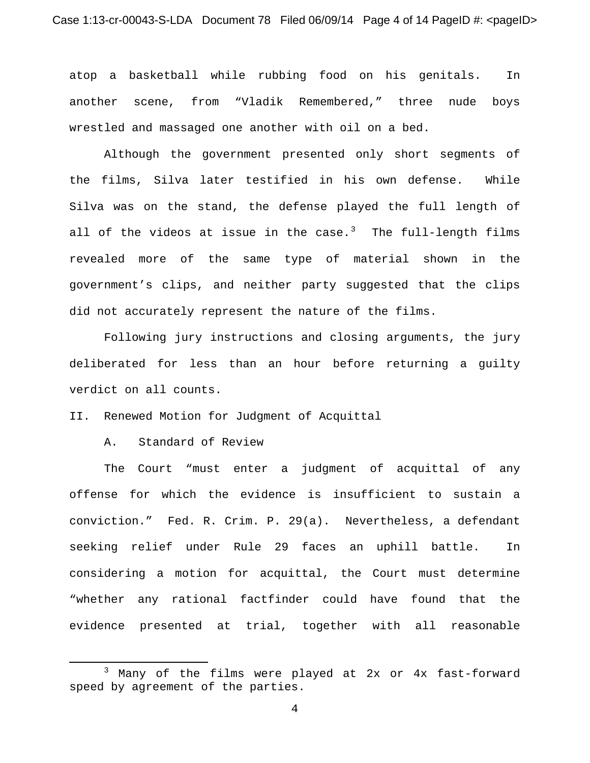atop a basketball while rubbing food on his genitals. In another scene, from "Vladik Remembered," three nude boys wrestled and massaged one another with oil on a bed.

Although the government presented only short segments of the films, Silva later testified in his own defense. While Silva was on the stand, the defense played the full length of all of the videos at issue in the case.[3] The full-length films revealed more of the same type of material shown in the government's clips, and neither party suggested that the clips did not accurately represent the nature of the films.

Following jury instructions and closing arguments, the jury deliberated for less than an hour before returning a guilty verdict on all counts.

## II. Renewed Motion for Judgment of Acquittal

### A. Standard of Review

The Court "must enter a judgment of acquittal of any offense for which the evidence is insufficient to sustain a conviction." Fed. R. Crim. P. 29(a). Nevertheless, a defendant seeking relief under Rule 29 faces an uphill battle. In considering a motion for acquittal, the Court must determine "whether any rational factfinder could have found that the evidence presented at trial, together with all reasonable

[3] Many of the films were played at 2x or 4x fast-forward speed by agreement of the parties.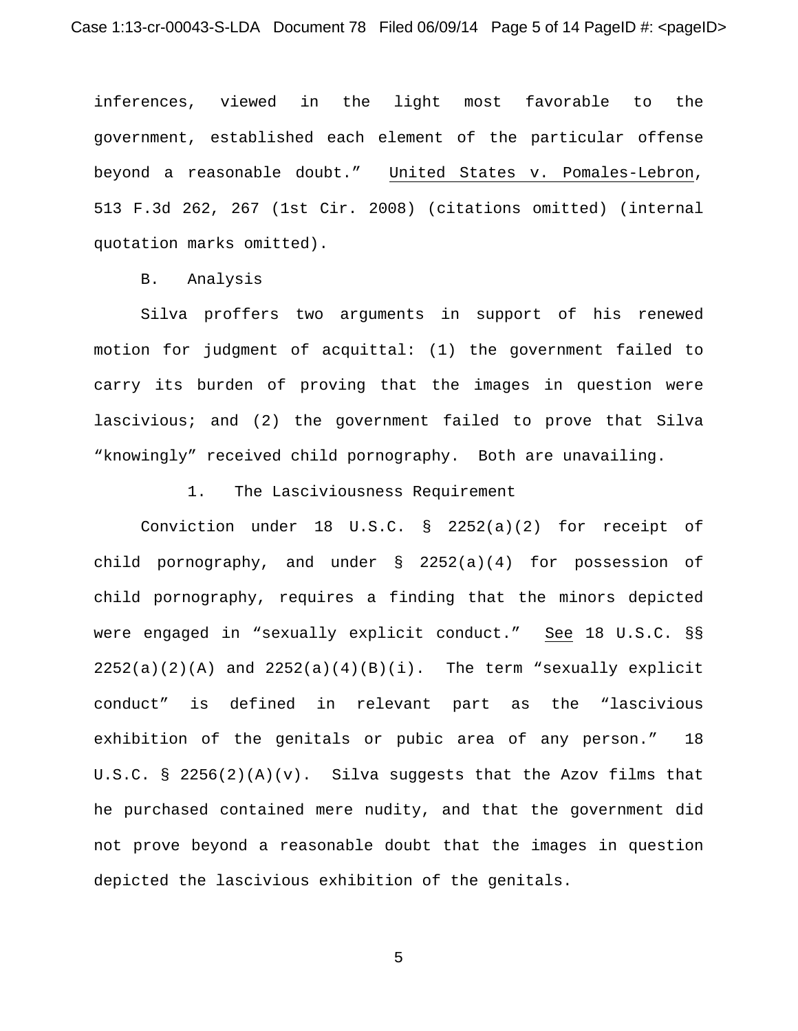inferences, viewed in the light most favorable to the government, established each element of the particular offense beyond a reasonable doubt." United States v. Pomales-Lebron, 513 F.3d 262, 267 (1st Cir. 2008) (citations omitted) (internal quotation marks omitted).

B. Analysis

Silva proffers two arguments in support of his renewed motion for judgment of acquittal: (1) the government failed to carry its burden of proving that the images in question were lascivious; and (2) the government failed to prove that Silva "knowingly" received child pornography. Both are unavailing.

1. The Lasciviousness Requirement

Conviction under 18 U.S.C. § 2252(a)(2) for receipt of child pornography, and under § 2252(a)(4) for possession of child pornography, requires a finding that the minors depicted were engaged in "sexually explicit conduct." See 18 U.S.C. §§ 2252(a)(2)(A) and 2252(a)(4)(B)(i). The term "sexually explicit conduct" is defined in relevant part as the "lascivious exhibition of the genitals or pubic area of any person." 18 U.S.C. § 2256(2)(A)(v). Silva suggests that the Azov films that he purchased contained mere nudity, and that the government did not prove beyond a reasonable doubt that the images in question depicted the lascivious exhibition of the genitals.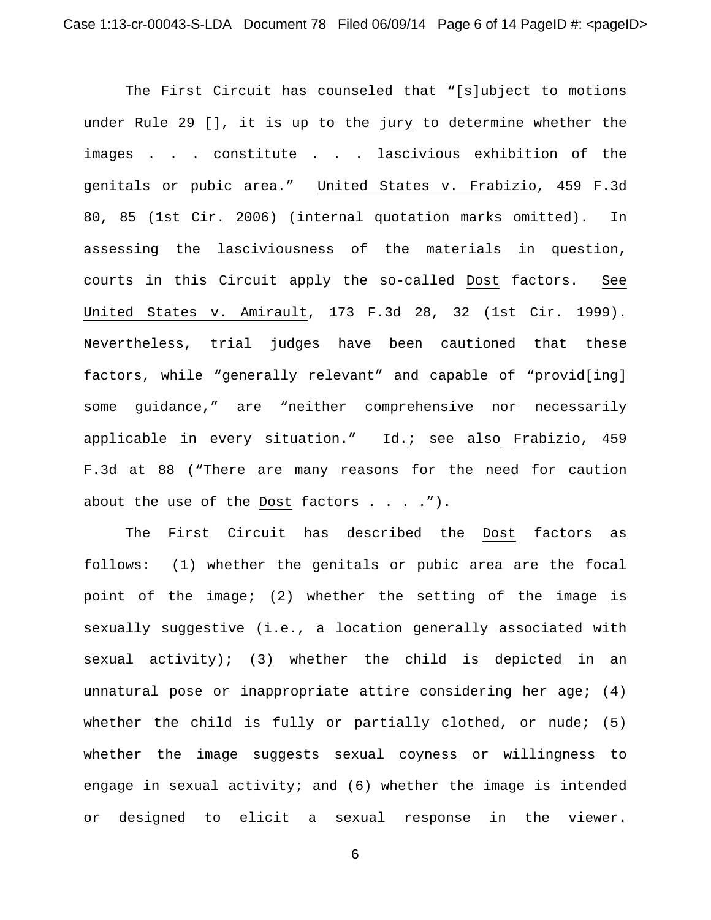The First Circuit has counseled that "[s]ubject to motions under Rule 29 [], it is up to the jury to determine whether the images . . . constitute . . . lascivious exhibition of the genitals or pubic area." United States v. Frabizio, 459 F.3d 80, 85 (1st Cir. 2006) (internal quotation marks omitted). In assessing the lasciviousness of the materials in question, courts in this Circuit apply the so-called Dost factors. See United States v. Amirault, 173 F.3d 28, 32 (1st Cir. 1999). Nevertheless, trial judges have been cautioned that these factors, while "generally relevant" and capable of "provid[ing] some guidance," are "neither comprehensive nor necessarily applicable in every situation." Id.; see also Frabizio, 459 F.3d at 88 ("There are many reasons for the need for caution about the use of the Dost factors . . . .").

The First Circuit has described the Dost factors as follows: (1) whether the genitals or pubic area are the focal point of the image; (2) whether the setting of the image is sexually suggestive (i.e., a location generally associated with sexual activity); (3) whether the child is depicted in an unnatural pose or inappropriate attire considering her age; (4) whether the child is fully or partially clothed, or nude; (5) whether the image suggests sexual coyness or willingness to engage in sexual activity; and (6) whether the image is intended or designed to elicit a sexual response in the viewer.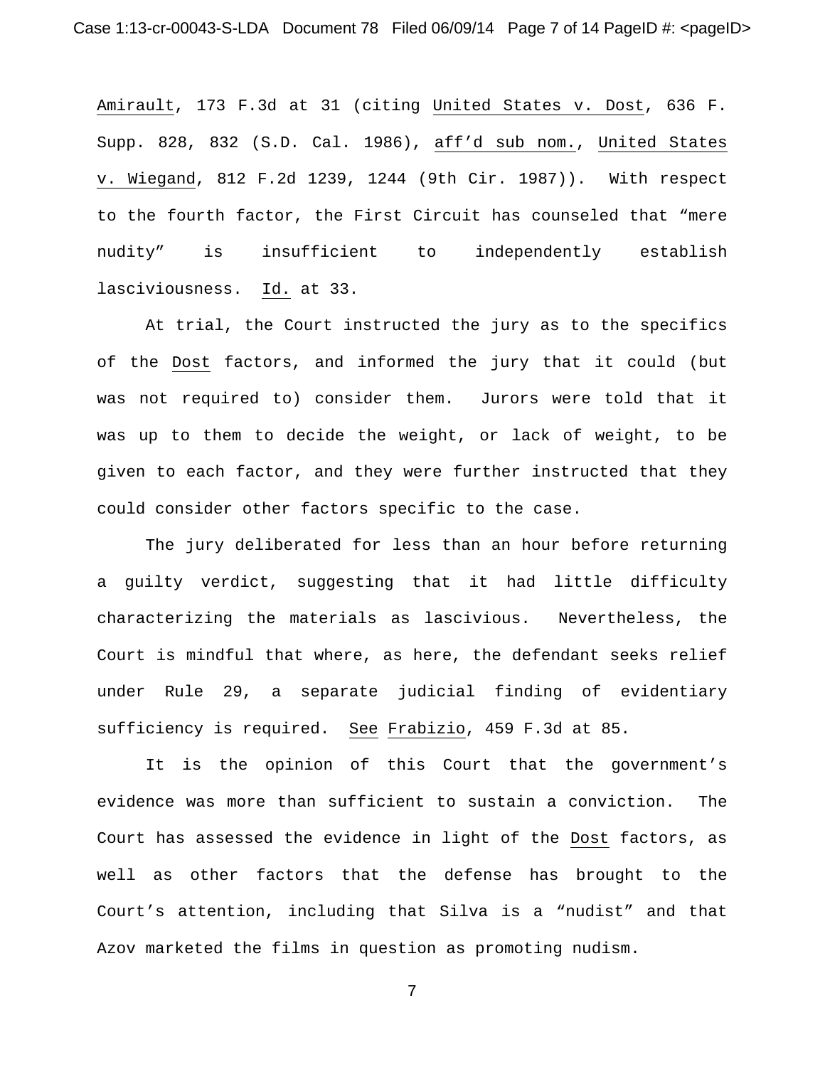Amirault, 173 F.3d at 31 (citing United States v. Dost, 636 F. Supp. 828, 832 (S.D. Cal. 1986), aff'd sub nom., United States v. Wiegand, 812 F.2d 1239, 1244 (9th Cir. 1987)). With respect to the fourth factor, the First Circuit has counseled that "mere nudity" is insufficient to independently establish lasciviousness. Id. at 33.

At trial, the Court instructed the jury as to the specifics of the Dost factors, and informed the jury that it could (but was not required to) consider them. Jurors were told that it was up to them to decide the weight, or lack of weight, to be given to each factor, and they were further instructed that they could consider other factors specific to the case.

The jury deliberated for less than an hour before returning a guilty verdict, suggesting that it had little difficulty characterizing the materials as lascivious. Nevertheless, the Court is mindful that where, as here, the defendant seeks relief under Rule 29, a separate judicial finding of evidentiary sufficiency is required. See Frabizio, 459 F.3d at 85.

It is the opinion of this Court that the government's evidence was more than sufficient to sustain a conviction. The Court has assessed the evidence in light of the Dost factors, as well as other factors that the defense has brought to the Court's attention, including that Silva is a "nudist" and that Azov marketed the films in question as promoting nudism.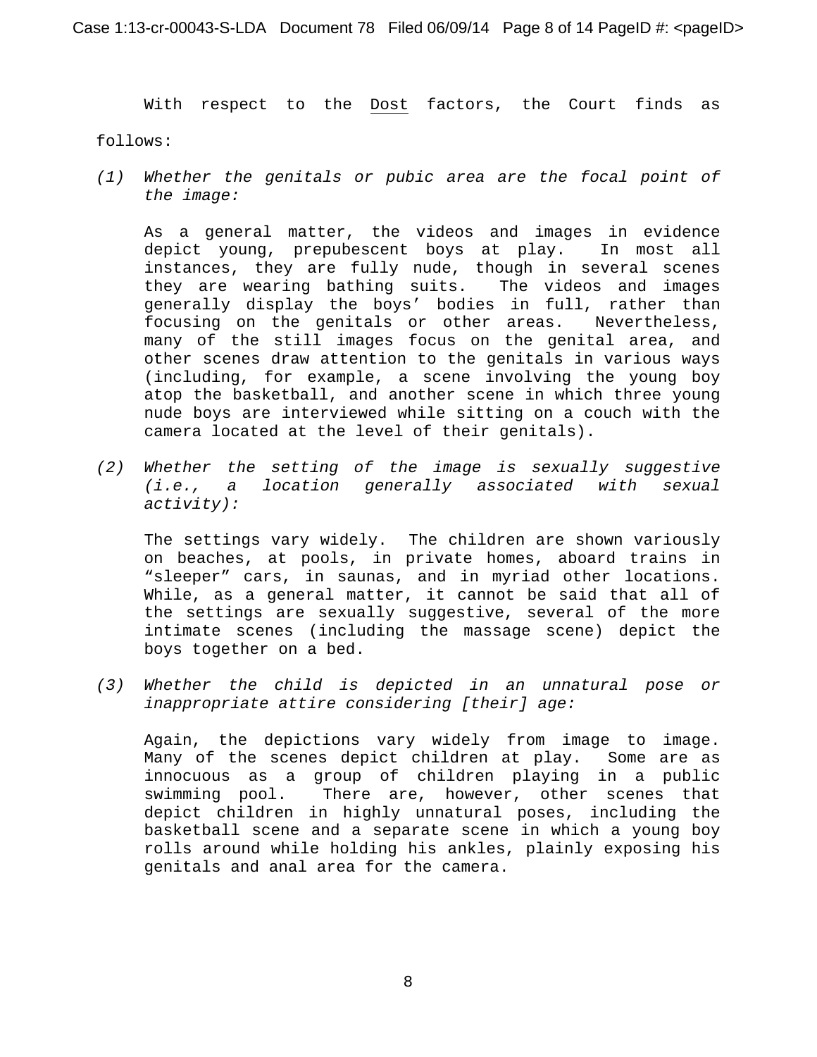With respect to the Dost factors, the Court finds as follows:

*(1) Whether the genitals or pubic area are the focal point of the image:*

As a general matter, the videos and images in evidence depict young, prepubescent boys at play. In most all instances, they are fully nude, though in several scenes they are wearing bathing suits. The videos and images generally display the boys' bodies in full, rather than focusing on the genitals or other areas. Nevertheless, many of the still images focus on the genital area, and other scenes draw attention to the genitals in various ways (including, for example, a scene involving the young boy atop the basketball, and another scene in which three young nude boys are interviewed while sitting on a couch with the camera located at the level of their genitals).

*(2) Whether the setting of the image is sexually suggestive (i.e., a location generally associated with sexual activity):*

The settings vary widely. The children are shown variously on beaches, at pools, in private homes, aboard trains in "sleeper" cars, in saunas, and in myriad other locations. While, as a general matter, it cannot be said that all of the settings are sexually suggestive, several of the more intimate scenes (including the massage scene) depict the boys together on a bed.

*(3) Whether the child is depicted in an unnatural pose or inappropriate attire considering [their] age:*

Again, the depictions vary widely from image to image. Many of the scenes depict children at play. Some are as innocuous as a group of children playing in a public swimming pool. There are, however, other scenes that depict children in highly unnatural poses, including the basketball scene and a separate scene in which a young boy rolls around while holding his ankles, plainly exposing his genitals and anal area for the camera.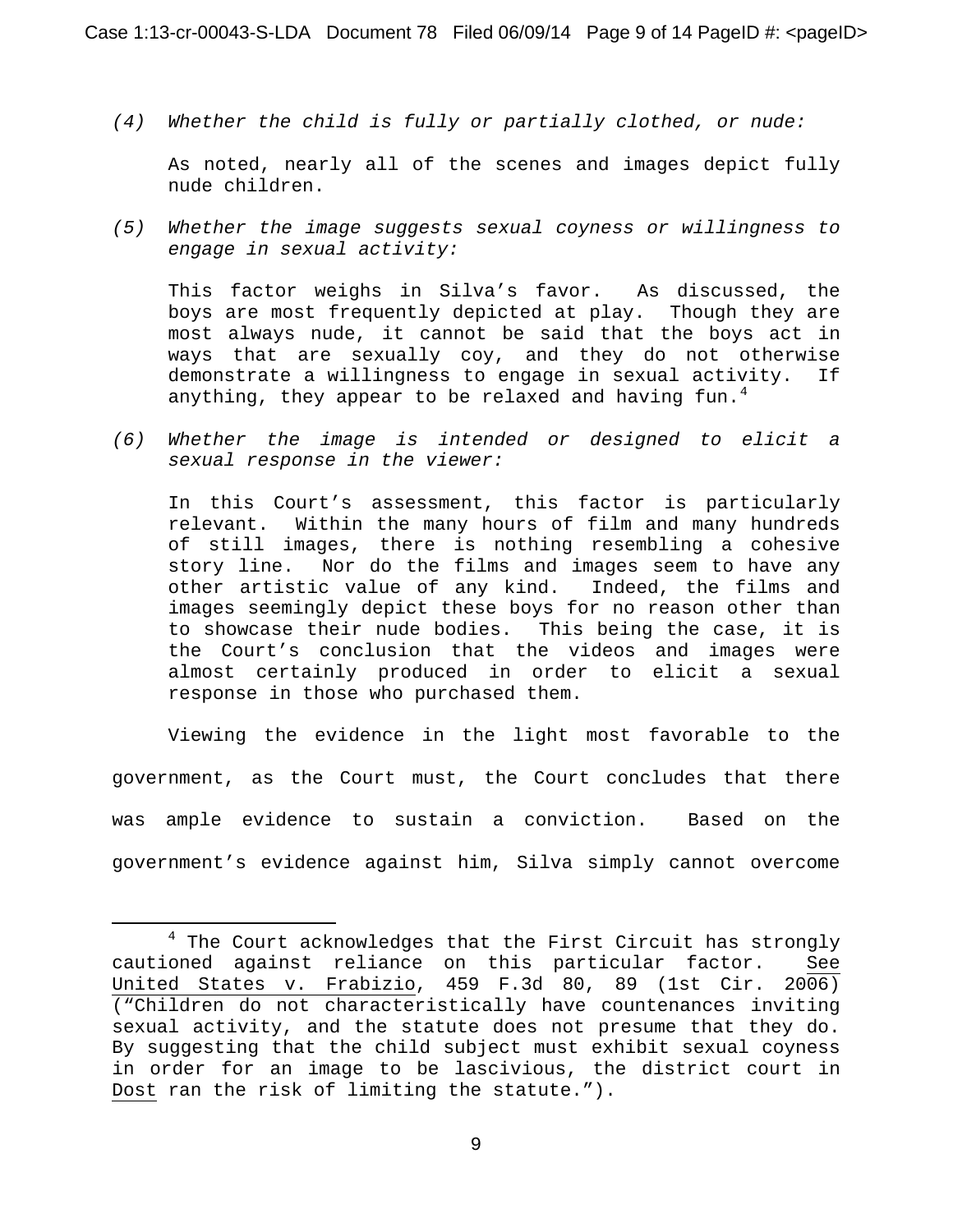*(4) Whether the child is fully or partially clothed, or nude:*

As noted, nearly all of the scenes and images depict fully nude children.

*(5) Whether the image suggests sexual coyness or willingness to engage in sexual activity:*

This factor weighs in Silva's favor. As discussed, the boys are most frequently depicted at play. Though they are most always nude, it cannot be said that the boys act in ways that are sexually coy, and they do not otherwise demonstrate a willingness to engage in sexual activity. If anything, they appear to be relaxed and having fun.[4]

*(6) Whether the image is intended or designed to elicit a sexual response in the viewer:*

In this Court's assessment, this factor is particularly relevant. Within the many hours of film and many hundreds of still images, there is nothing resembling a cohesive story line. Nor do the films and images seem to have any other artistic value of any kind. Indeed, the films and images seemingly depict these boys for no reason other than to showcase their nude bodies. This being the case, it is the Court's conclusion that the videos and images were almost certainly produced in order to elicit a sexual response in those who purchased them.

Viewing the evidence in the light most favorable to the government, as the Court must, the Court concludes that there was ample evidence to sustain a conviction. Based on the government's evidence against him, Silva simply cannot overcome

---

[4] The Court acknowledges that the First Circuit has strongly cautioned against reliance on this particular factor. See United States v. Frabizio, 459 F.3d 80, 89 (1st Cir. 2006) ("Children do not characteristically have countenances inviting sexual activity, and the statute does not presume that they do. By suggesting that the child subject must exhibit sexual coyness in order for an image to be lascivious, the district court in Dost ran the risk of limiting the statute.").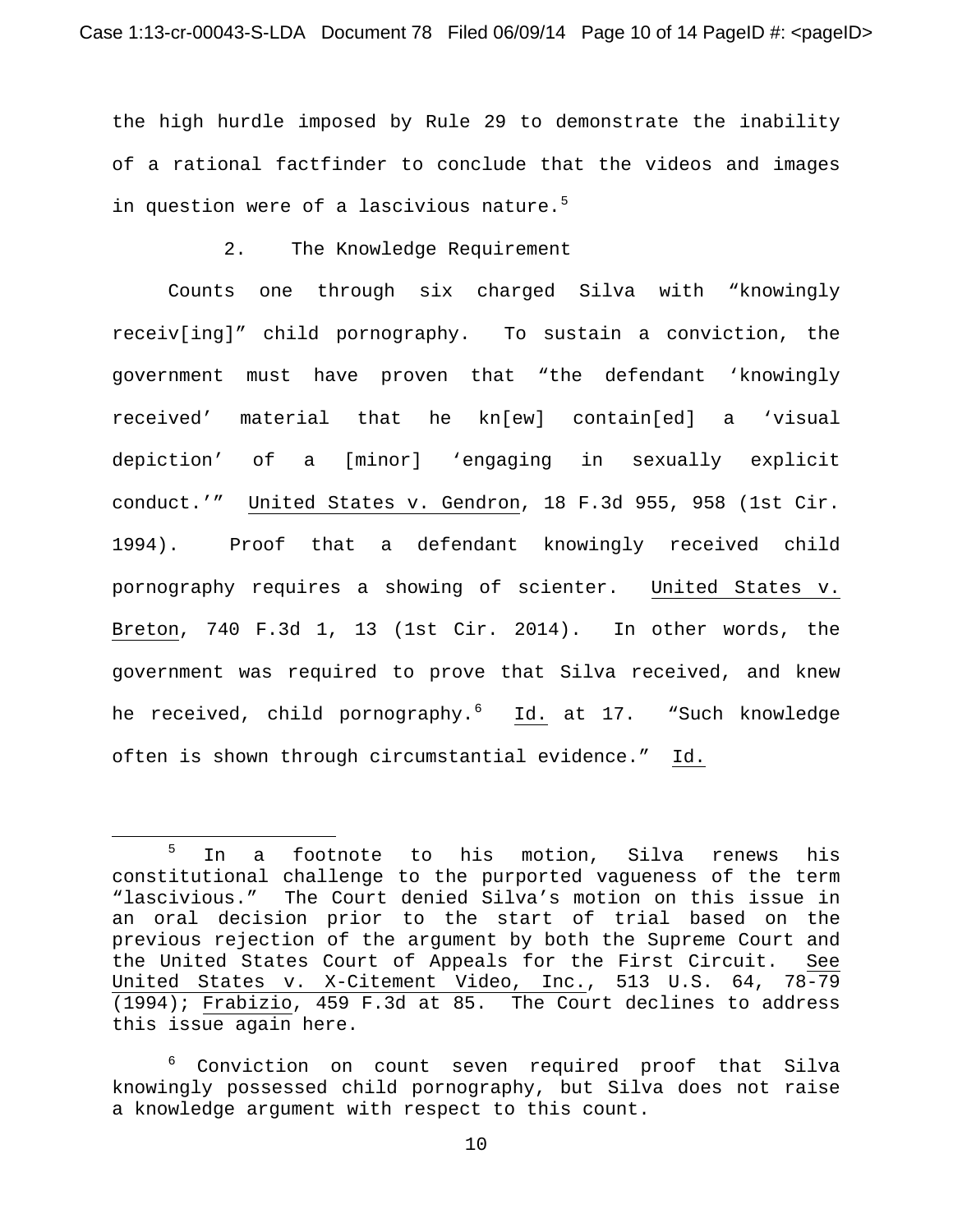the high hurdle imposed by Rule 29 to demonstrate the inability of a rational factfinder to conclude that the videos and images in question were of a lascivious nature.[5]

2. The Knowledge Requirement

Counts one through six charged Silva with "knowingly receiv[ing]" child pornography. To sustain a conviction, the government must have proven that "the defendant 'knowingly received' material that he kn[ew] contain[ed] a 'visual depiction' of a [minor] 'engaging in sexually explicit conduct.'" United States v. Gendron, 18 F.3d 955, 958 (1st Cir. 1994). Proof that a defendant knowingly received child pornography requires a showing of scienter. United States v. Breton, 740 F.3d 1, 13 (1st Cir. 2014). In other words, the government was required to prove that Silva received, and knew he received, child pornography.[6] Id. at 17. "Such knowledge often is shown through circumstantial evidence." Id.

---

[5] In a footnote to his motion, Silva renews his constitutional challenge to the purported vagueness of the term "lascivious." The Court denied Silva's motion on this issue in an oral decision prior to the start of trial based on the previous rejection of the argument by both the Supreme Court and the United States Court of Appeals for the First Circuit. See United States v. X-Citement Video, Inc., 513 U.S. 64, 78-79 (1994); Frabizio, 459 F.3d at 85. The Court declines to address this issue again here.

[6] Conviction on count seven required proof that Silva knowingly possessed child pornography, but Silva does not raise a knowledge argument with respect to this count.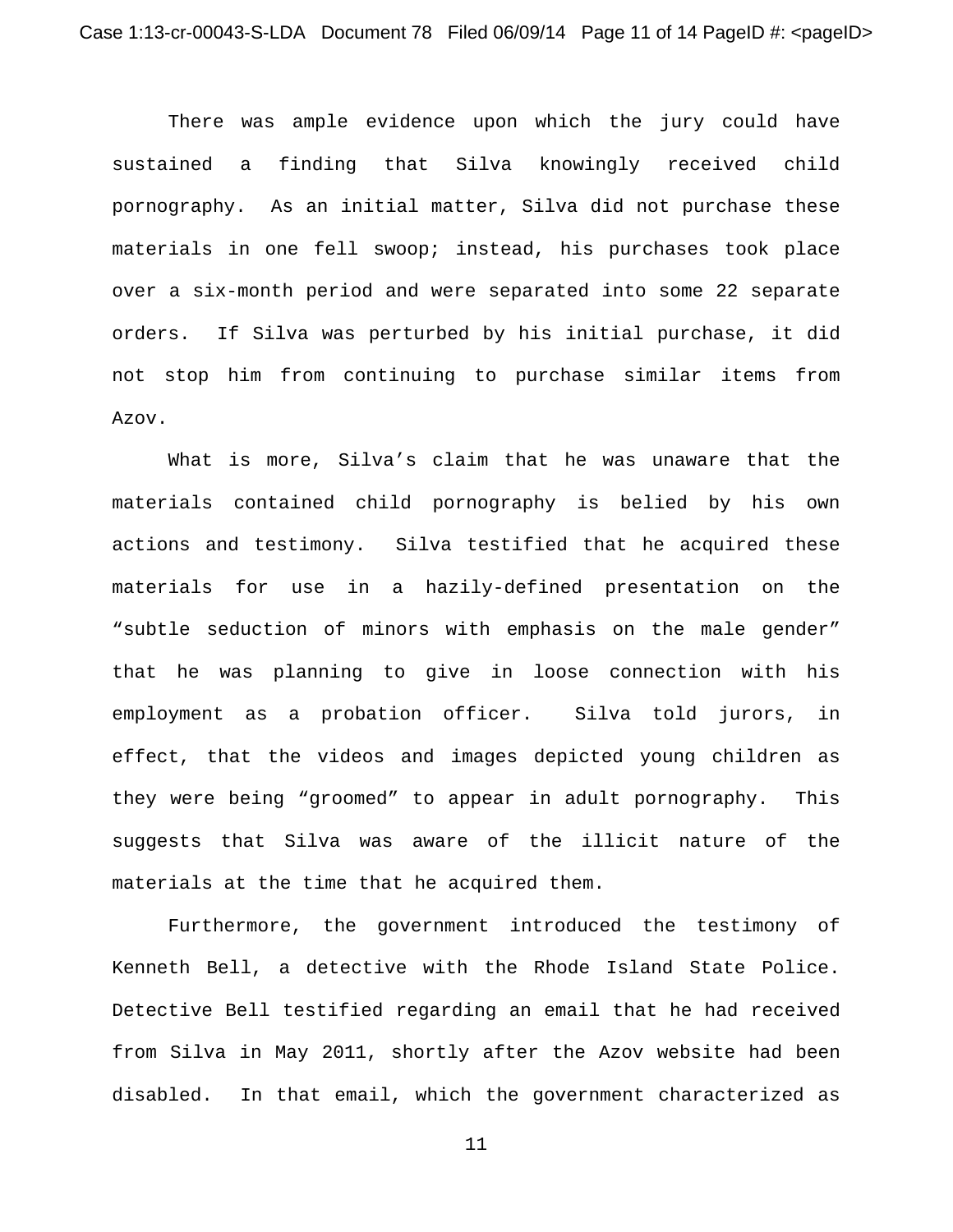There was ample evidence upon which the jury could have sustained a finding that Silva knowingly received child pornography. As an initial matter, Silva did not purchase these materials in one fell swoop; instead, his purchases took place over a six-month period and were separated into some 22 separate orders. If Silva was perturbed by his initial purchase, it did not stop him from continuing to purchase similar items from Azov.

What is more, Silva's claim that he was unaware that the materials contained child pornography is belied by his own actions and testimony. Silva testified that he acquired these materials for use in a hazily-defined presentation on the "subtle seduction of minors with emphasis on the male gender" that he was planning to give in loose connection with his employment as a probation officer. Silva told jurors, in effect, that the videos and images depicted young children as they were being "groomed" to appear in adult pornography. This suggests that Silva was aware of the illicit nature of the materials at the time that he acquired them.

Furthermore, the government introduced the testimony of Kenneth Bell, a detective with the Rhode Island State Police. Detective Bell testified regarding an email that he had received from Silva in May 2011, shortly after the Azov website had been disabled. In that email, which the government characterized as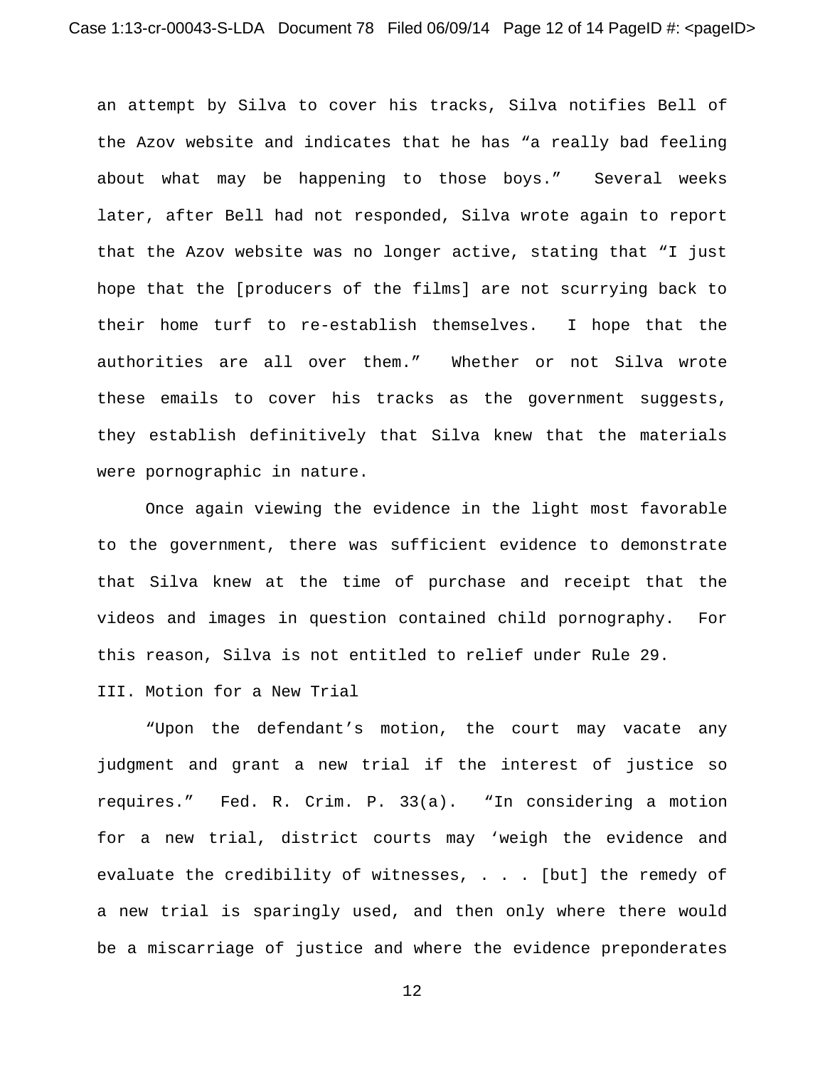an attempt by Silva to cover his tracks, Silva notifies Bell of the Azov website and indicates that he has "a really bad feeling about what may be happening to those boys." Several weeks later, after Bell had not responded, Silva wrote again to report that the Azov website was no longer active, stating that "I just hope that the [producers of the films] are not scurrying back to their home turf to re-establish themselves. I hope that the authorities are all over them." Whether or not Silva wrote these emails to cover his tracks as the government suggests, they establish definitively that Silva knew that the materials were pornographic in nature.

Once again viewing the evidence in the light most favorable to the government, there was sufficient evidence to demonstrate that Silva knew at the time of purchase and receipt that the videos and images in question contained child pornography. For this reason, Silva is not entitled to relief under Rule 29.

## III. Motion for a New Trial

"Upon the defendant's motion, the court may vacate any judgment and grant a new trial if the interest of justice so requires." Fed. R. Crim. P. 33(a). "In considering a motion for a new trial, district courts may 'weigh the evidence and evaluate the credibility of witnesses, . . . [but] the remedy of a new trial is sparingly used, and then only where there would be a miscarriage of justice and where the evidence preponderates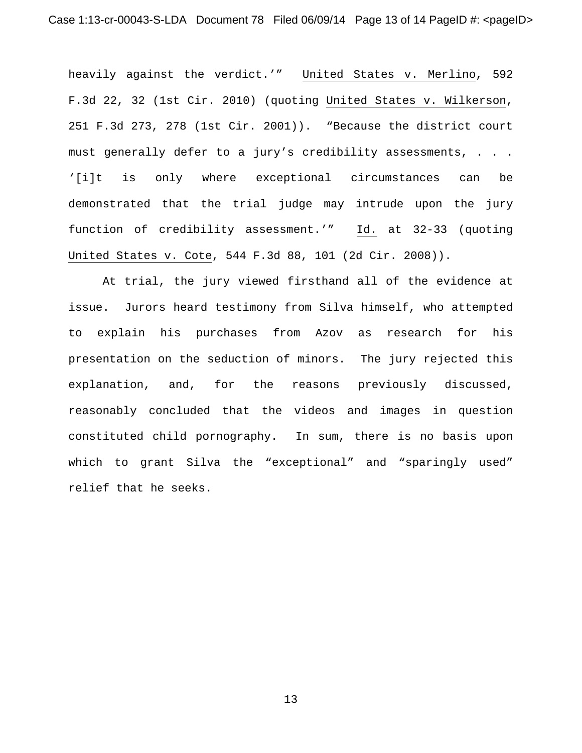heavily against the verdict.'" United States v. Merlino, 592 F.3d 22, 32 (1st Cir. 2010) (quoting United States v. Wilkerson, 251 F.3d 273, 278 (1st Cir. 2001)). "Because the district court must generally defer to a jury's credibility assessments, . . . '[i]t is only where exceptional circumstances can be demonstrated that the trial judge may intrude upon the jury function of credibility assessment.'" Id. at 32-33 (quoting United States v. Cote, 544 F.3d 88, 101 (2d Cir. 2008)).

At trial, the jury viewed firsthand all of the evidence at issue. Jurors heard testimony from Silva himself, who attempted to explain his purchases from Azov as research for his presentation on the seduction of minors. The jury rejected this explanation, and, for the reasons previously discussed, reasonably concluded that the videos and images in question constituted child pornography. In sum, there is no basis upon which to grant Silva the "exceptional" and "sparingly used" relief that he seeks.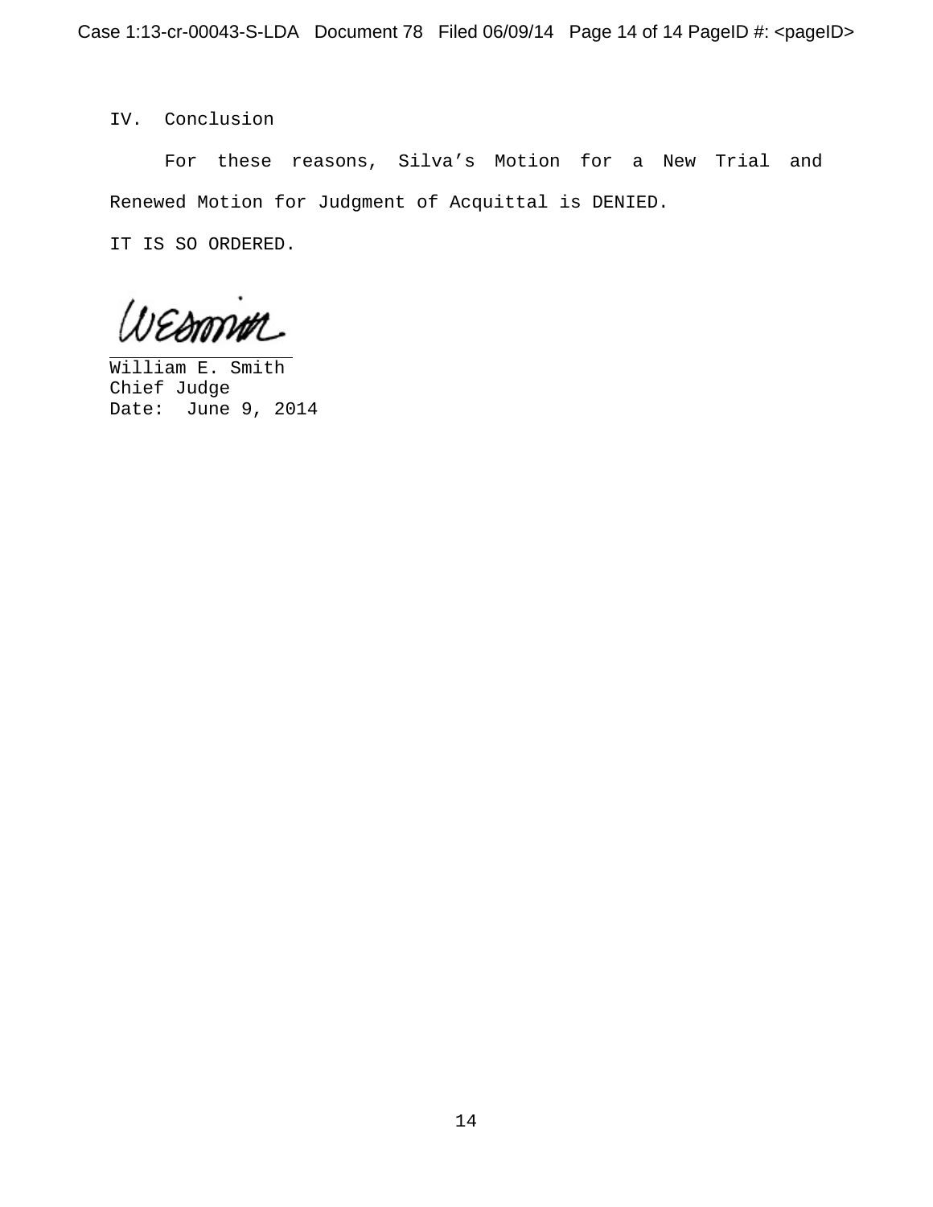## IV. Conclusion

For these reasons, Silva's Motion for a New Trial and Renewed Motion for Judgment of Acquittal is DENIED.

IT IS SO ORDERED.

William E. Smith
Chief Judge
Date: June 9, 2014